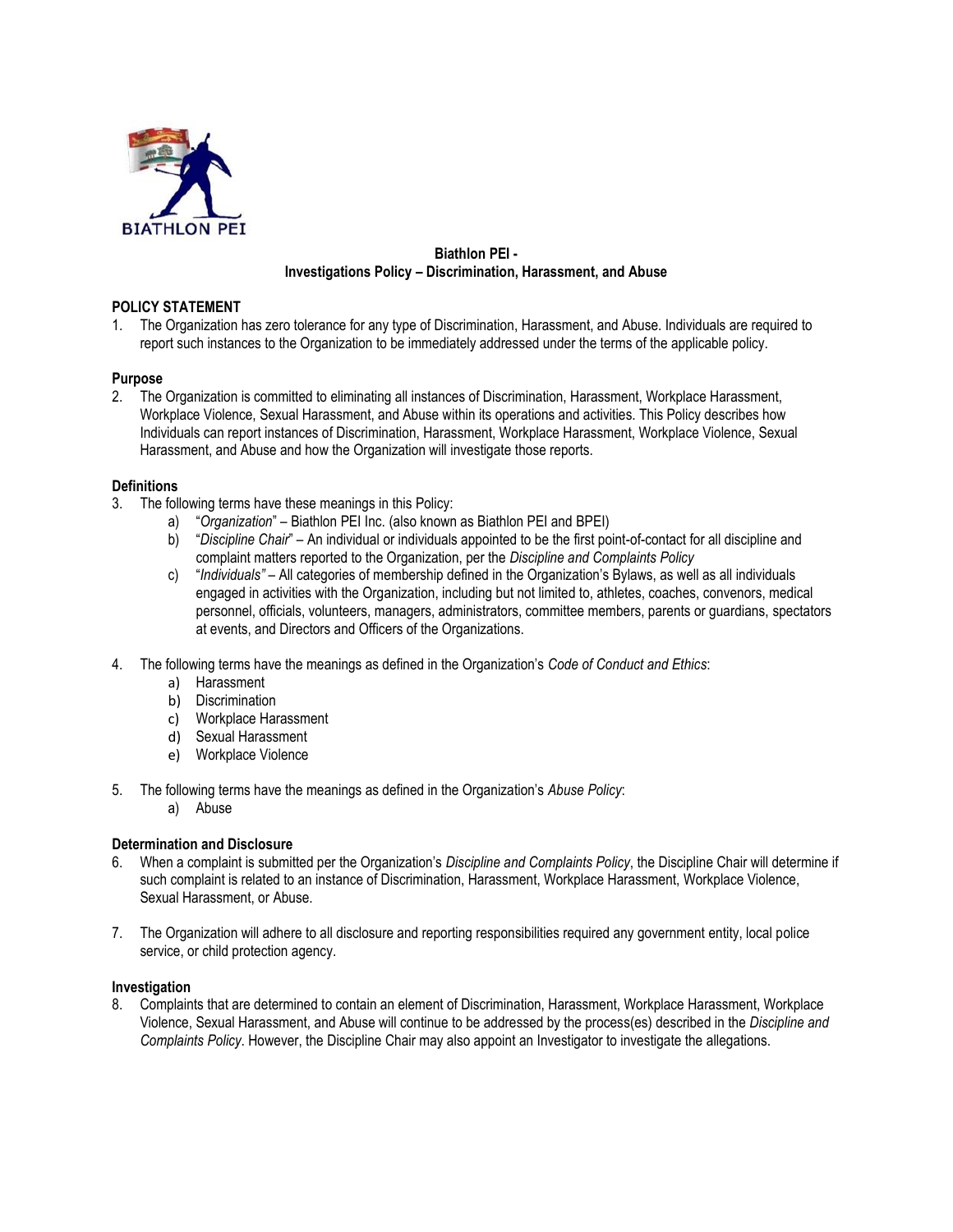BIATHLON PEI

**Biathlon PEI -**
**Investigations Policy – Discrimination, Harassment, and Abuse**

## POLICY STATEMENT

1. The Organization has zero tolerance for any type of Discrimination, Harassment, and Abuse. Individuals are required to report such instances to the Organization to be immediately addressed under the terms of the applicable policy.

### Purpose

2. The Organization is committed to eliminating all instances of Discrimination, Harassment, Workplace Harassment, Workplace Violence, Sexual Harassment, and Abuse within its operations and activities. This Policy describes how Individuals can report instances of Discrimination, Harassment, Workplace Harassment, Workplace Violence, Sexual Harassment, and Abuse and how the Organization will investigate those reports.

### Definitions

3. The following terms have these meanings in this Policy:
   a) "*Organization*" – Biathlon PEI Inc. (also known as Biathlon PEI and BPEI)
   b) "*Discipline Chair*" – An individual or individuals appointed to be the first point-of-contact for all discipline and complaint matters reported to the Organization, per the *Discipline and Complaints Policy*
   c) "*Individuals"* – All categories of membership defined in the Organization's Bylaws, as well as all individuals engaged in activities with the Organization, including but not limited to, athletes, coaches, convenors, medical personnel, officials, volunteers, managers, administrators, committee members, parents or guardians, spectators at events, and Directors and Officers of the Organizations.

4. The following terms have the meanings as defined in the Organization's *Code of Conduct and Ethics*:
   a) Harassment
   b) Discrimination
   c) Workplace Harassment
   d) Sexual Harassment
   e) Workplace Violence

5. The following terms have the meanings as defined in the Organization's *Abuse Policy*:
   a) Abuse

### Determination and Disclosure

6. When a complaint is submitted per the Organization's *Discipline and Complaints Policy*, the Discipline Chair will determine if such complaint is related to an instance of Discrimination, Harassment, Workplace Harassment, Workplace Violence, Sexual Harassment, or Abuse.

7. The Organization will adhere to all disclosure and reporting responsibilities required any government entity, local police service, or child protection agency.

### Investigation

8. Complaints that are determined to contain an element of Discrimination, Harassment, Workplace Harassment, Workplace Violence, Sexual Harassment, and Abuse will continue to be addressed by the process(es) described in the *Discipline and Complaints Policy*. However, the Discipline Chair may also appoint an Investigator to investigate the allegations.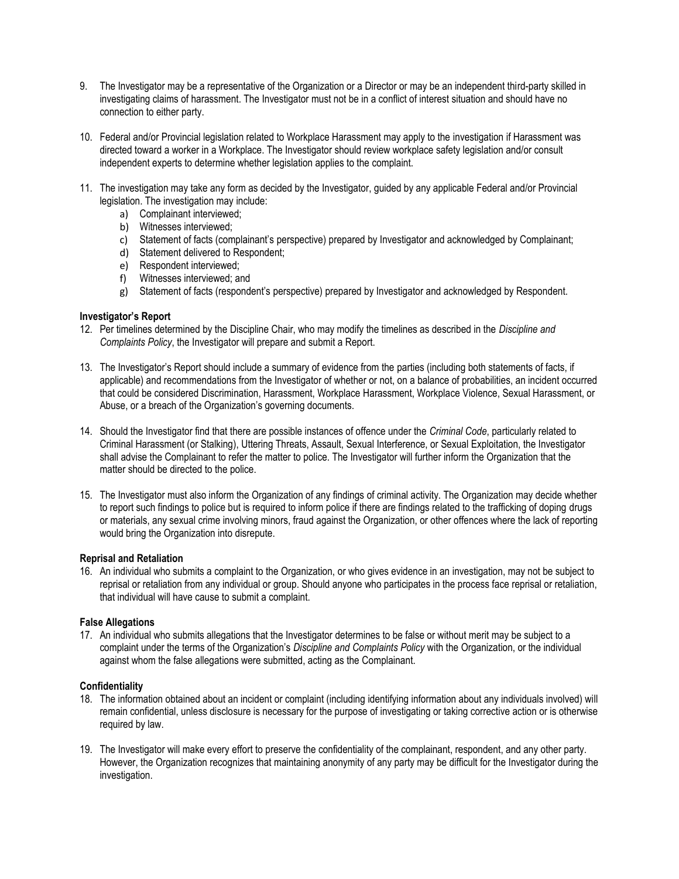9. The Investigator may be a representative of the Organization or a Director or may be an independent third-party skilled in investigating claims of harassment. The Investigator must not be in a conflict of interest situation and should have no connection to either party.

10. Federal and/or Provincial legislation related to Workplace Harassment may apply to the investigation if Harassment was directed toward a worker in a Workplace. The Investigator should review workplace safety legislation and/or consult independent experts to determine whether legislation applies to the complaint.

11. The investigation may take any form as decided by the Investigator, guided by any applicable Federal and/or Provincial legislation. The investigation may include:
    a) Complainant interviewed;
    b) Witnesses interviewed;
    c) Statement of facts (complainant's perspective) prepared by Investigator and acknowledged by Complainant;
    d) Statement delivered to Respondent;
    e) Respondent interviewed;
    f) Witnesses interviewed; and
    g) Statement of facts (respondent's perspective) prepared by Investigator and acknowledged by Respondent.

**Investigator's Report**

12. Per timelines determined by the Discipline Chair, who may modify the timelines as described in the *Discipline and Complaints Policy*, the Investigator will prepare and submit a Report.

13. The Investigator's Report should include a summary of evidence from the parties (including both statements of facts, if applicable) and recommendations from the Investigator of whether or not, on a balance of probabilities, an incident occurred that could be considered Discrimination, Harassment, Workplace Harassment, Workplace Violence, Sexual Harassment, or Abuse, or a breach of the Organization's governing documents.

14. Should the Investigator find that there are possible instances of offence under the *Criminal Code*, particularly related to Criminal Harassment (or Stalking), Uttering Threats, Assault, Sexual Interference, or Sexual Exploitation, the Investigator shall advise the Complainant to refer the matter to police. The Investigator will further inform the Organization that the matter should be directed to the police.

15. The Investigator must also inform the Organization of any findings of criminal activity. The Organization may decide whether to report such findings to police but is required to inform police if there are findings related to the trafficking of doping drugs or materials, any sexual crime involving minors, fraud against the Organization, or other offences where the lack of reporting would bring the Organization into disrepute.

**Reprisal and Retaliation**

16. An individual who submits a complaint to the Organization, or who gives evidence in an investigation, may not be subject to reprisal or retaliation from any individual or group. Should anyone who participates in the process face reprisal or retaliation, that individual will have cause to submit a complaint.

**False Allegations**

17. An individual who submits allegations that the Investigator determines to be false or without merit may be subject to a complaint under the terms of the Organization's *Discipline and Complaints Policy* with the Organization, or the individual against whom the false allegations were submitted, acting as the Complainant.

**Confidentiality**

18. The information obtained about an incident or complaint (including identifying information about any individuals involved) will remain confidential, unless disclosure is necessary for the purpose of investigating or taking corrective action or is otherwise required by law.

19. The Investigator will make every effort to preserve the confidentiality of the complainant, respondent, and any other party. However, the Organization recognizes that maintaining anonymity of any party may be difficult for the Investigator during the investigation.